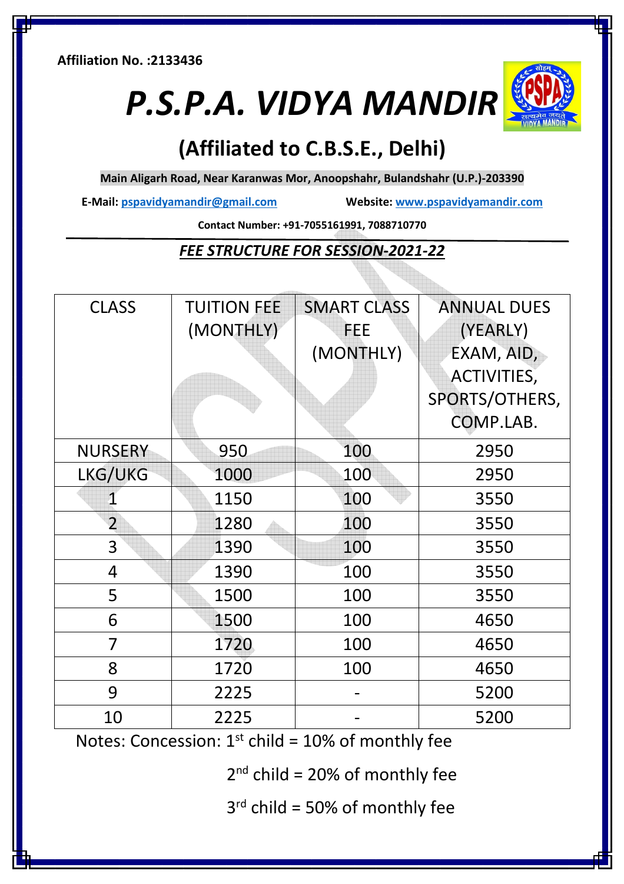**Affiliation No. :2133436**

# *P.S.P.A. VIDYA MANDIR*

## (Affiliated to C.B.S.E., Delhi)

**Main Aligarh Road, Near Karanwas Mor, Anoopshahr, Bulandshahr (U.P.)-203390**

**E-Mail:** **pspavidyamandir@gmail.com** **Website:** **www.pspavidyamandir.com**

**Contact Number: +91-7055161991, 7088710770**

### ***FEE STRUCTURE FOR SESSION-2021-22***

| CLASS | TUITION FEE (MONTHLY) | SMART CLASS FEE (MONTHLY) | ANNUAL DUES (YEARLY) EXAM, AID, ACTIVITIES, SPORTS/OTHERS, COMP.LAB. |
|---|---|---|---|
| NURSERY | 950 | 100 | 2950 |
| LKG/UKG | 1000 | 100 | 2950 |
| 1 | 1150 | 100 | 3550 |
| 2 | 1280 | 100 | 3550 |
| 3 | 1390 | 100 | 3550 |
| 4 | 1390 | 100 | 3550 |
| 5 | 1500 | 100 | 3550 |
| 6 | 1500 | 100 | 4650 |
| 7 | 1720 | 100 | 4650 |
| 8 | 1720 | 100 | 4650 |
| 9 | 2225 | - | 5200 |
| 10 | 2225 | - | 5200 |

Notes: Concession: 1st child = 10% of monthly fee

2nd child = 20% of monthly fee

3rd child = 50% of monthly fee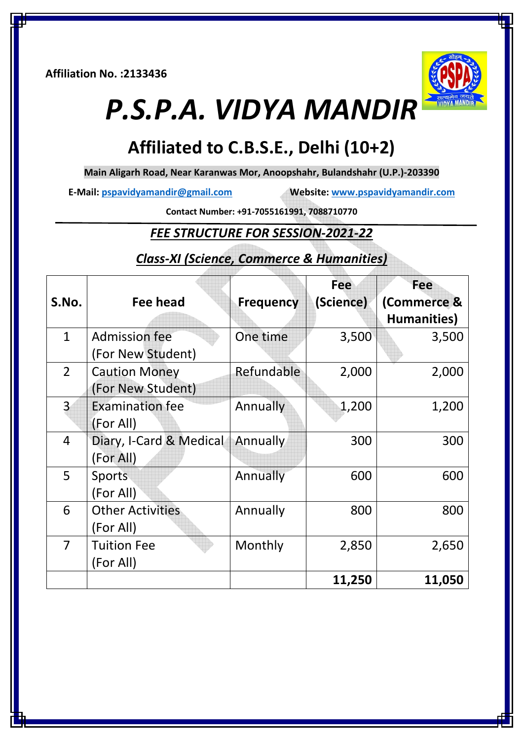**Affiliation No. :2133436**

# *P.S.P.A. VIDYA MANDIR*

## Affiliated to C.B.S.E., Delhi (10+2)

**Main Aligarh Road, Near Karanwas Mor, Anoopshahr, Bulandshahr (U.P.)-203390**

**E-Mail:** pspavidyamandir@gmail.com **Website:** www.pspavidyamandir.com

**Contact Number: +91-7055161991, 7088710770**

### *FEE STRUCTURE FOR SESSION-2021-22*

### *Class-XI (Science, Commerce & Humanities)*

| S.No. | Fee head | Frequency | Fee (Science) | Fee (Commerce & Humanities) |
|---|---|---|---|---|
| 1 | Admission fee (For New Student) | One time | 3,500 | 3,500 |
| 2 | Caution Money (For New Student) | Refundable | 2,000 | 2,000 |
| 3 | Examination fee (For All) | Annually | 1,200 | 1,200 |
| 4 | Diary, I-Card & Medical (For All) | Annually | 300 | 300 |
| 5 | Sports (For All) | Annually | 600 | 600 |
| 6 | Other Activities (For All) | Annually | 800 | 800 |
| 7 | Tuition Fee (For All) | Monthly | 2,850 | 2,650 |
| | | | **11,250** | **11,050** |